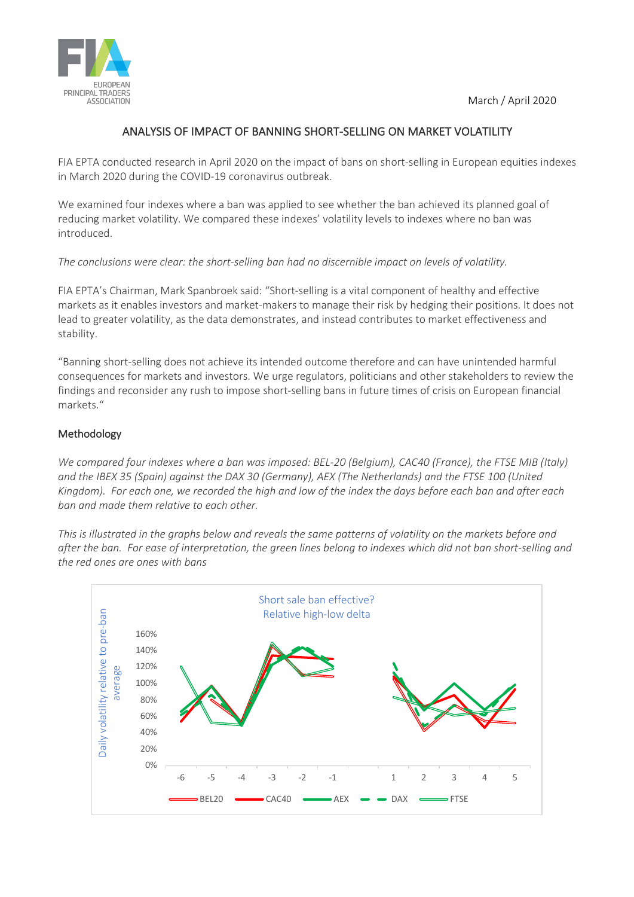March / April 2020

# ANALYSIS OF IMPACT OF BANNING SHORT-SELLING ON MARKET VOLATILITY

FIA EPTA conducted research in April 2020 on the impact of bans on short-selling in European equities indexes in March 2020 during the COVID-19 coronavirus outbreak.

We examined four indexes where a ban was applied to see whether the ban achieved its planned goal of reducing market volatility. We compared these indexes' volatility levels to indexes where no ban was introduced.

*The conclusions were clear: the short-selling ban had no discernible impact on levels of volatility.*

FIA EPTA's Chairman, Mark Spanbroek said: "Short-selling is a vital component of healthy and effective markets as it enables investors and market-makers to manage their risk by hedging their positions. It does not lead to greater volatility, as the data demonstrates, and instead contributes to market effectiveness and stability.

"Banning short-selling does not achieve its intended outcome therefore and can have unintended harmful consequences for markets and investors. We urge regulators, politicians and other stakeholders to review the findings and reconsider any rush to impose short-selling bans in future times of crisis on European financial markets."

## Methodology

*We compared four indexes where a ban was imposed: BEL-20 (Belgium), CAC40 (France), the FTSE MIB (Italy) and the IBEX 35 (Spain) against the DAX 30 (Germany), AEX (The Netherlands) and the FTSE 100 (United Kingdom). For each one, we recorded the high and low of the index the days before each ban and after each ban and made them relative to each other.*

*This is illustrated in the graphs below and reveals the same patterns of volatility on the markets before and after the ban. For ease of interpretation, the green lines belong to indexes which did not ban short-selling and the red ones are ones with bans*

Short sale ban effective?
Relative high-low delta

Daily volatility relative to pre-ban average

BEL20, CAC40, AEX, DAX, FTSE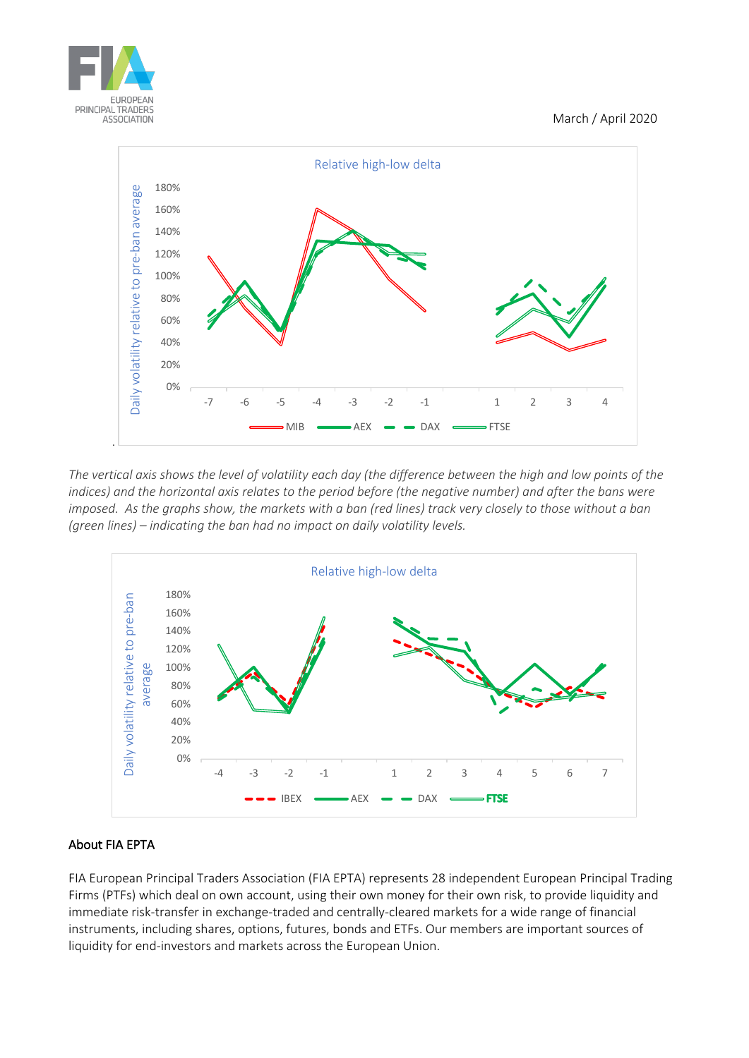March / April 2020

Relative high-low delta

Daily volatility relative to pre-ban average

180%
160%
140%
120%
100%
80%
60%
40%
20%
0%

-7 -6 -5 -4 -3 -2 -1 1 2 3 4

MIB AEX DAX FTSE

*The vertical axis shows the level of volatility each day (the difference between the high and low points of the indices) and the horizontal axis relates to the period before (the negative number) and after the bans were imposed. As the graphs show, the markets with a ban (red lines) track very closely to those without a ban (green lines) – indicating the ban had no impact on daily volatility levels.*

Relative high-low delta

Daily volatility relative to pre-ban average

180%
160%
140%
120%
100%
80%
60%
40%
20%
0%

-4 -3 -2 -1 1 2 3 4 5 6 7

IBEX AEX DAX FTSE

## About FIA EPTA

FIA European Principal Traders Association (FIA EPTA) represents 28 independent European Principal Trading Firms (PTFs) which deal on own account, using their own money for their own risk, to provide liquidity and immediate risk-transfer in exchange-traded and centrally-cleared markets for a wide range of financial instruments, including shares, options, futures, bonds and ETFs. Our members are important sources of liquidity for end-investors and markets across the European Union.